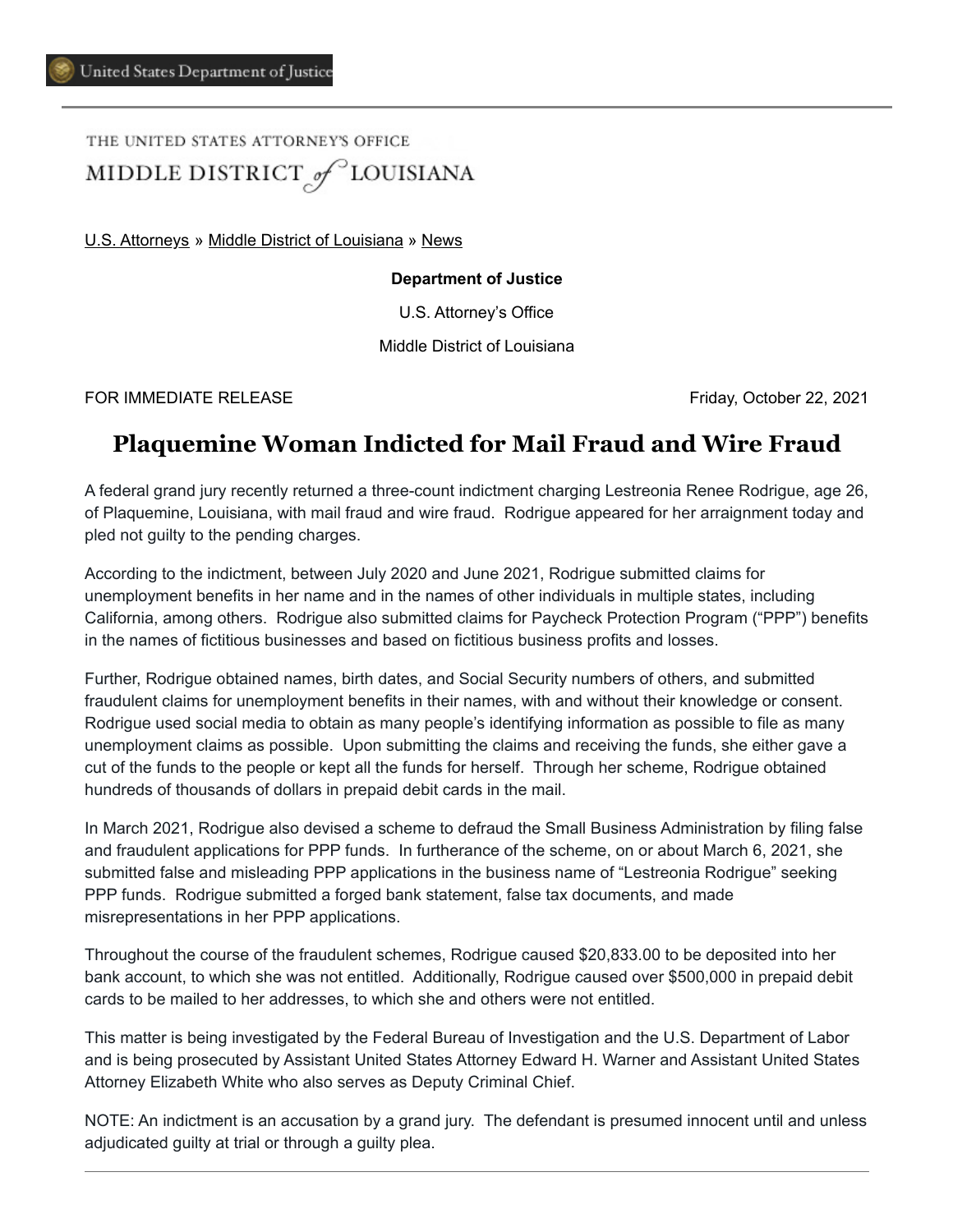United States Department of Justice

THE UNITED STATES ATTORNEY'S OFFICE
MIDDLE DISTRICT of LOUISIANA

U.S. Attorneys » Middle District of Louisiana » News

**Department of Justice**

U.S. Attorney's Office

Middle District of Louisiana

FOR IMMEDIATE RELEASE Friday, October 22, 2021

# Plaquemine Woman Indicted for Mail Fraud and Wire Fraud

A federal grand jury recently returned a three-count indictment charging Lestreonia Renee Rodrigue, age 26, of Plaquemine, Louisiana, with mail fraud and wire fraud. Rodrigue appeared for her arraignment today and pled not guilty to the pending charges.

According to the indictment, between July 2020 and June 2021, Rodrigue submitted claims for unemployment benefits in her name and in the names of other individuals in multiple states, including California, among others. Rodrigue also submitted claims for Paycheck Protection Program ("PPP") benefits in the names of fictitious businesses and based on fictitious business profits and losses.

Further, Rodrigue obtained names, birth dates, and Social Security numbers of others, and submitted fraudulent claims for unemployment benefits in their names, with and without their knowledge or consent. Rodrigue used social media to obtain as many people's identifying information as possible to file as many unemployment claims as possible. Upon submitting the claims and receiving the funds, she either gave a cut of the funds to the people or kept all the funds for herself. Through her scheme, Rodrigue obtained hundreds of thousands of dollars in prepaid debit cards in the mail.

In March 2021, Rodrigue also devised a scheme to defraud the Small Business Administration by filing false and fraudulent applications for PPP funds. In furtherance of the scheme, on or about March 6, 2021, she submitted false and misleading PPP applications in the business name of "Lestreonia Rodrigue" seeking PPP funds. Rodrigue submitted a forged bank statement, false tax documents, and made misrepresentations in her PPP applications.

Throughout the course of the fraudulent schemes, Rodrigue caused $20,833.00 to be deposited into her bank account, to which she was not entitled. Additionally, Rodrigue caused over $500,000 in prepaid debit cards to be mailed to her addresses, to which she and others were not entitled.

This matter is being investigated by the Federal Bureau of Investigation and the U.S. Department of Labor and is being prosecuted by Assistant United States Attorney Edward H. Warner and Assistant United States Attorney Elizabeth White who also serves as Deputy Criminal Chief.

NOTE: An indictment is an accusation by a grand jury. The defendant is presumed innocent until and unless adjudicated guilty at trial or through a guilty plea.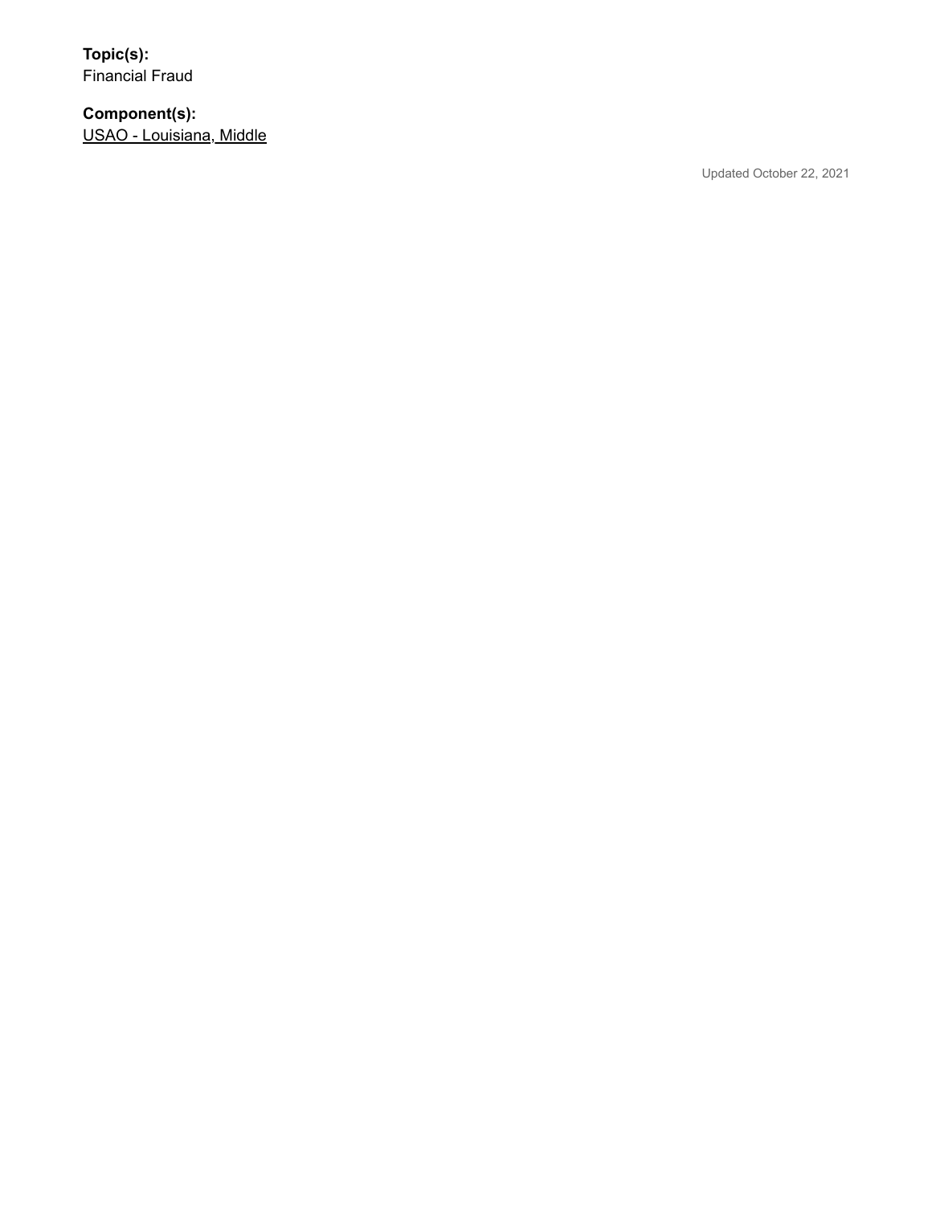**Topic(s):**
Financial Fraud

**Component(s):**
USAO - Louisiana, Middle

Updated October 22, 2021